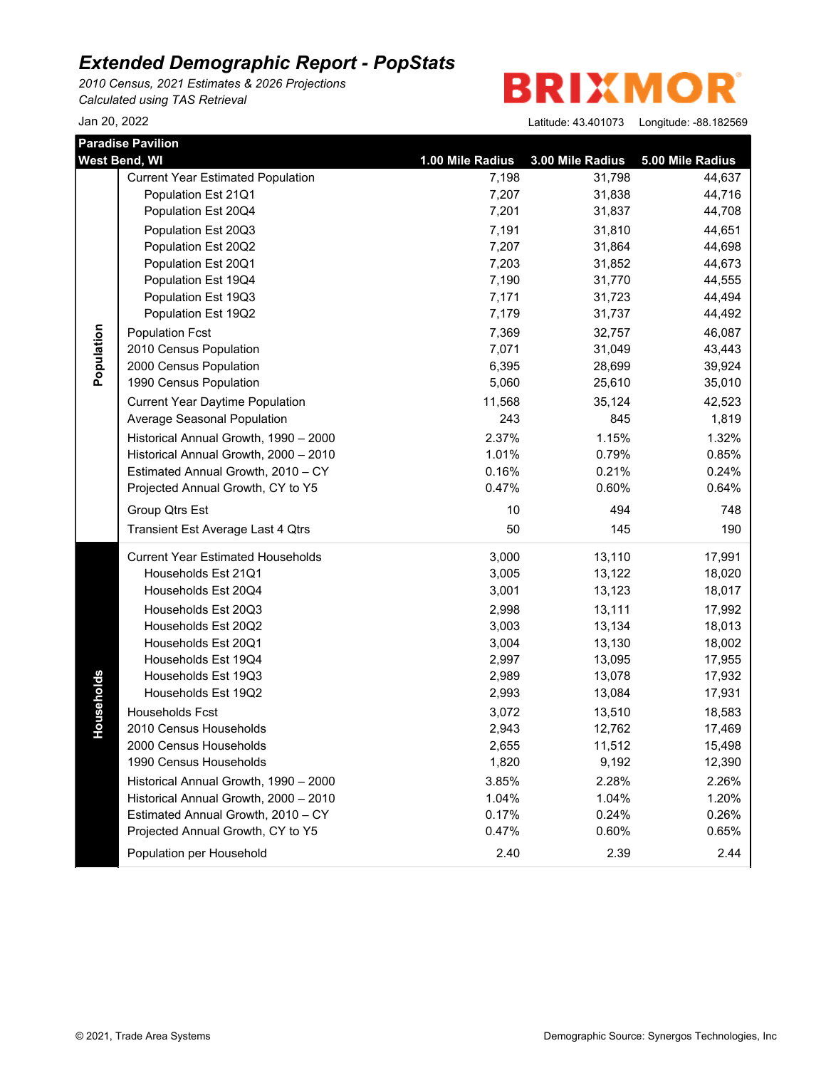# Extended Demographic Report - PopStats

*2010 Census, 2021 Estimates & 2026 Projections*
*Calculated using TAS Retrieval*

BRIXMOR

Jan 20, 2022

Latitude: 43.401073 Longitude: -88.182569

**Paradise Pavilion**
**West Bend, WI**

| | | 1.00 Mile Radius | 3.00 Mile Radius | 5.00 Mile Radius |
|---|---|---|---|---|
| Population | Current Year Estimated Population | 7,198 | 31,798 | 44,637 |
| | Population Est 21Q1 | 7,207 | 31,838 | 44,716 |
| | Population Est 20Q4 | 7,201 | 31,837 | 44,708 |
| | Population Est 20Q3 | 7,191 | 31,810 | 44,651 |
| | Population Est 20Q2 | 7,207 | 31,864 | 44,698 |
| | Population Est 20Q1 | 7,203 | 31,852 | 44,673 |
| | Population Est 19Q4 | 7,190 | 31,770 | 44,555 |
| | Population Est 19Q3 | 7,171 | 31,723 | 44,494 |
| | Population Est 19Q2 | 7,179 | 31,737 | 44,492 |
| | Population Fcst | 7,369 | 32,757 | 46,087 |
| | 2010 Census Population | 7,071 | 31,049 | 43,443 |
| | 2000 Census Population | 6,395 | 28,699 | 39,924 |
| | 1990 Census Population | 5,060 | 25,610 | 35,010 |
| | Current Year Daytime Population | 11,568 | 35,124 | 42,523 |
| | Average Seasonal Population | 243 | 845 | 1,819 |
| | Historical Annual Growth, 1990 – 2000 | 2.37% | 1.15% | 1.32% |
| | Historical Annual Growth, 2000 – 2010 | 1.01% | 0.79% | 0.85% |
| | Estimated Annual Growth, 2010 – CY | 0.16% | 0.21% | 0.24% |
| | Projected Annual Growth, CY to Y5 | 0.47% | 0.60% | 0.64% |
| | Group Qtrs Est | 10 | 494 | 748 |
| | Transient Est Average Last 4 Qtrs | 50 | 145 | 190 |
| Households | Current Year Estimated Households | 3,000 | 13,110 | 17,991 |
| | Households Est 21Q1 | 3,005 | 13,122 | 18,020 |
| | Households Est 20Q4 | 3,001 | 13,123 | 18,017 |
| | Households Est 20Q3 | 2,998 | 13,111 | 17,992 |
| | Households Est 20Q2 | 3,003 | 13,134 | 18,013 |
| | Households Est 20Q1 | 3,004 | 13,130 | 18,002 |
| | Households Est 19Q4 | 2,997 | 13,095 | 17,955 |
| | Households Est 19Q3 | 2,989 | 13,078 | 17,932 |
| | Households Est 19Q2 | 2,993 | 13,084 | 17,931 |
| | Households Fcst | 3,072 | 13,510 | 18,583 |
| | 2010 Census Households | 2,943 | 12,762 | 17,469 |
| | 2000 Census Households | 2,655 | 11,512 | 15,498 |
| | 1990 Census Households | 1,820 | 9,192 | 12,390 |
| | Historical Annual Growth, 1990 – 2000 | 3.85% | 2.28% | 2.26% |
| | Historical Annual Growth, 2000 – 2010 | 1.04% | 1.04% | 1.20% |
| | Estimated Annual Growth, 2010 – CY | 0.17% | 0.24% | 0.26% |
| | Projected Annual Growth, CY to Y5 | 0.47% | 0.60% | 0.65% |
| | Population per Household | 2.40 | 2.39 | 2.44 |

© 2021, Trade Area Systems

Demographic Source: Synergos Technologies, Inc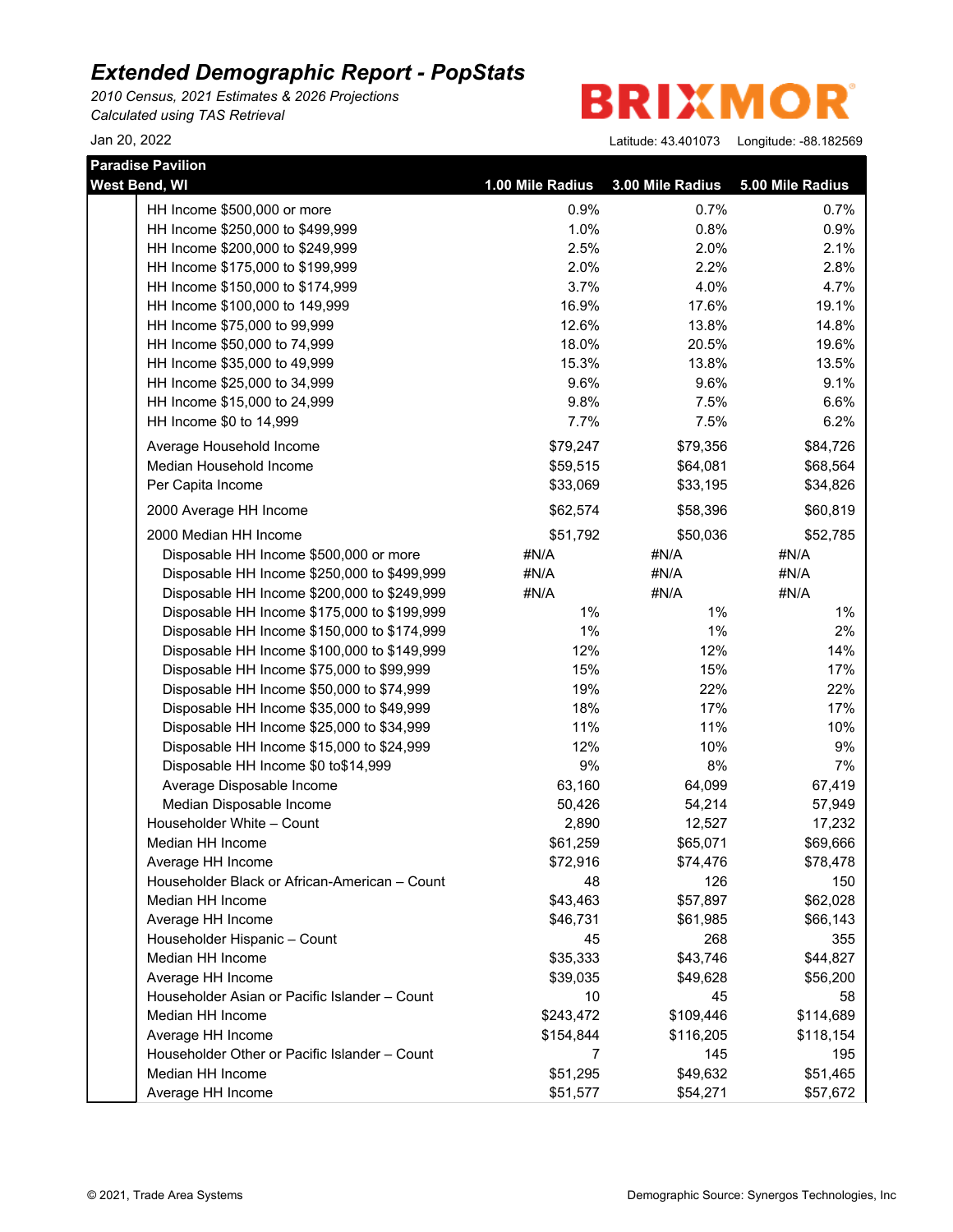# *Extended Demographic Report - PopStats*

*2010 Census, 2021 Estimates & 2026 Projections*
*Calculated using TAS Retrieval*

Jan 20, 2022

BRIXMOR

Latitude: 43.401073 Longitude: -88.182569

| Paradise Pavilion West Bend, WI | 1.00 Mile Radius | 3.00 Mile Radius | 5.00 Mile Radius |
|---|---|---|---|
| HH Income $500,000 or more | 0.9% | 0.7% | 0.7% |
| HH Income $250,000 to $499,999 | 1.0% | 0.8% | 0.9% |
| HH Income $200,000 to $249,999 | 2.5% | 2.0% | 2.1% |
| HH Income $175,000 to $199,999 | 2.0% | 2.2% | 2.8% |
| HH Income $150,000 to $174,999 | 3.7% | 4.0% | 4.7% |
| HH Income $100,000 to 149,999 | 16.9% | 17.6% | 19.1% |
| HH Income $75,000 to 99,999 | 12.6% | 13.8% | 14.8% |
| HH Income $50,000 to 74,999 | 18.0% | 20.5% | 19.6% |
| HH Income $35,000 to 49,999 | 15.3% | 13.8% | 13.5% |
| HH Income $25,000 to 34,999 | 9.6% | 9.6% | 9.1% |
| HH Income $15,000 to 24,999 | 9.8% | 7.5% | 6.6% |
| HH Income $0 to 14,999 | 7.7% | 7.5% | 6.2% |
| Average Household Income | $79,247 | $79,356 | $84,726 |
| Median Household Income | $59,515 | $64,081 | $68,564 |
| Per Capita Income | $33,069 | $33,195 | $34,826 |
| 2000 Average HH Income | $62,574 | $58,396 | $60,819 |
| 2000 Median HH Income | $51,792 | $50,036 | $52,785 |
| Disposable HH Income $500,000 or more | #N/A | #N/A | #N/A |
| Disposable HH Income $250,000 to $499,999 | #N/A | #N/A | #N/A |
| Disposable HH Income $200,000 to $249,999 | #N/A | #N/A | #N/A |
| Disposable HH Income $175,000 to $199,999 | 1% | 1% | 1% |
| Disposable HH Income $150,000 to $174,999 | 1% | 1% | 2% |
| Disposable HH Income $100,000 to $149,999 | 12% | 12% | 14% |
| Disposable HH Income $75,000 to $99,999 | 15% | 15% | 17% |
| Disposable HH Income $50,000 to $74,999 | 19% | 22% | 22% |
| Disposable HH Income $35,000 to $49,999 | 18% | 17% | 17% |
| Disposable HH Income $25,000 to $34,999 | 11% | 11% | 10% |
| Disposable HH Income $15,000 to $24,999 | 12% | 10% | 9% |
| Disposable HH Income $0 to$14,999 | 9% | 8% | 7% |
| Average Disposable Income | 63,160 | 64,099 | 67,419 |
| Median Disposable Income | 50,426 | 54,214 | 57,949 |
| Householder White – Count | 2,890 | 12,527 | 17,232 |
| Median HH Income | $61,259 | $65,071 | $69,666 |
| Average HH Income | $72,916 | $74,476 | $78,478 |
| Householder Black or African-American – Count | 48 | 126 | 150 |
| Median HH Income | $43,463 | $57,897 | $62,028 |
| Average HH Income | $46,731 | $61,985 | $66,143 |
| Householder Hispanic – Count | 45 | 268 | 355 |
| Median HH Income | $35,333 | $43,746 | $44,827 |
| Average HH Income | $39,035 | $49,628 | $56,200 |
| Householder Asian or Pacific Islander – Count | 10 | 45 | 58 |
| Median HH Income | $243,472 | $109,446 | $114,689 |
| Average HH Income | $154,844 | $116,205 | $118,154 |
| Householder Other or Pacific Islander – Count | 7 | 145 | 195 |
| Median HH Income | $51,295 | $49,632 | $51,465 |
| Average HH Income | $51,577 | $54,271 | $57,672 |

© 2021, Trade Area Systems Demographic Source: Synergos Technologies, Inc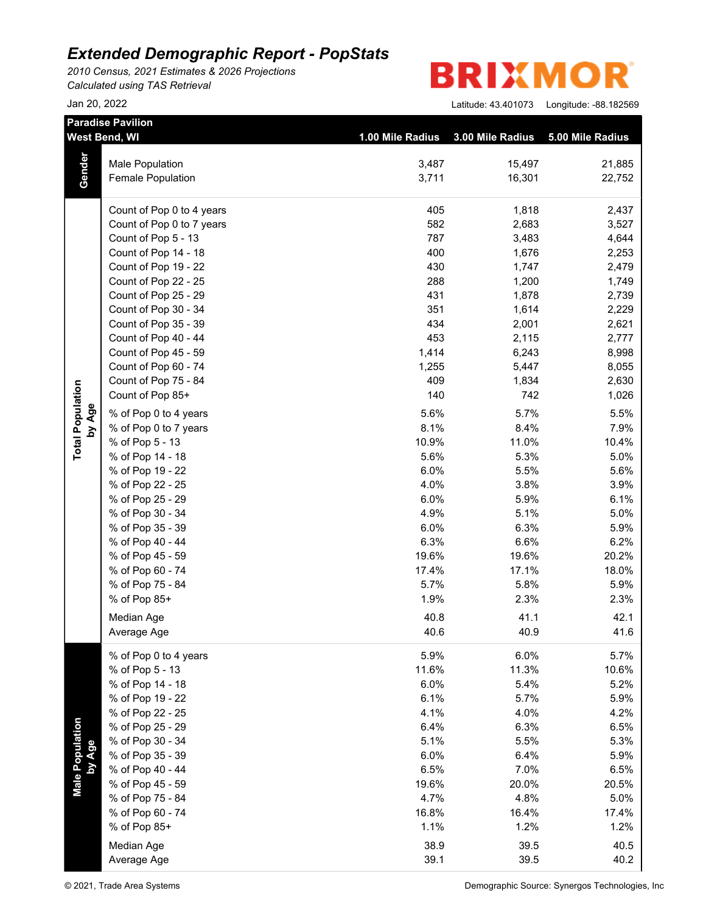# Extended Demographic Report - PopStats

*2010 Census, 2021 Estimates & 2026 Projections*
*Calculated using TAS Retrieval*

Jan 20, 2022

BRIXMOR

Latitude: 43.401073 Longitude: -88.182569

| Paradise Pavilion West Bend, WI | | 1.00 Mile Radius | 3.00 Mile Radius | 5.00 Mile Radius |
|---|---|---|---|---|
| Gender | Male Population | 3,487 | 15,497 | 21,885 |
| | Female Population | 3,711 | 16,301 | 22,752 |
| Total Population by Age | Count of Pop 0 to 4 years | 405 | 1,818 | 2,437 |
| | Count of Pop 0 to 7 years | 582 | 2,683 | 3,527 |
| | Count of Pop 5 - 13 | 787 | 3,483 | 4,644 |
| | Count of Pop 14 - 18 | 400 | 1,676 | 2,253 |
| | Count of Pop 19 - 22 | 430 | 1,747 | 2,479 |
| | Count of Pop 22 - 25 | 288 | 1,200 | 1,749 |
| | Count of Pop 25 - 29 | 431 | 1,878 | 2,739 |
| | Count of Pop 30 - 34 | 351 | 1,614 | 2,229 |
| | Count of Pop 35 - 39 | 434 | 2,001 | 2,621 |
| | Count of Pop 40 - 44 | 453 | 2,115 | 2,777 |
| | Count of Pop 45 - 59 | 1,414 | 6,243 | 8,998 |
| | Count of Pop 60 - 74 | 1,255 | 5,447 | 8,055 |
| | Count of Pop 75 - 84 | 409 | 1,834 | 2,630 |
| | Count of Pop 85+ | 140 | 742 | 1,026 |
| | % of Pop 0 to 4 years | 5.6% | 5.7% | 5.5% |
| | % of Pop 0 to 7 years | 8.1% | 8.4% | 7.9% |
| | % of Pop 5 - 13 | 10.9% | 11.0% | 10.4% |
| | % of Pop 14 - 18 | 5.6% | 5.3% | 5.0% |
| | % of Pop 19 - 22 | 6.0% | 5.5% | 5.6% |
| | % of Pop 22 - 25 | 4.0% | 3.8% | 3.9% |
| | % of Pop 25 - 29 | 6.0% | 5.9% | 6.1% |
| | % of Pop 30 - 34 | 4.9% | 5.1% | 5.0% |
| | % of Pop 35 - 39 | 6.0% | 6.3% | 5.9% |
| | % of Pop 40 - 44 | 6.3% | 6.6% | 6.2% |
| | % of Pop 45 - 59 | 19.6% | 19.6% | 20.2% |
| | % of Pop 60 - 74 | 17.4% | 17.1% | 18.0% |
| | % of Pop 75 - 84 | 5.7% | 5.8% | 5.9% |
| | % of Pop 85+ | 1.9% | 2.3% | 2.3% |
| | Median Age | 40.8 | 41.1 | 42.1 |
| | Average Age | 40.6 | 40.9 | 41.6 |
| Male Population by Age | % of Pop 0 to 4 years | 5.9% | 6.0% | 5.7% |
| | % of Pop 5 - 13 | 11.6% | 11.3% | 10.6% |
| | % of Pop 14 - 18 | 6.0% | 5.4% | 5.2% |
| | % of Pop 19 - 22 | 6.1% | 5.7% | 5.9% |
| | % of Pop 22 - 25 | 4.1% | 4.0% | 4.2% |
| | % of Pop 25 - 29 | 6.4% | 6.3% | 6.5% |
| | % of Pop 30 - 34 | 5.1% | 5.5% | 5.3% |
| | % of Pop 35 - 39 | 6.0% | 6.4% | 5.9% |
| | % of Pop 40 - 44 | 6.5% | 7.0% | 6.5% |
| | % of Pop 45 - 59 | 19.6% | 20.0% | 20.5% |
| | % of Pop 75 - 84 | 4.7% | 4.8% | 5.0% |
| | % of Pop 60 - 74 | 16.8% | 16.4% | 17.4% |
| | % of Pop 85+ | 1.1% | 1.2% | 1.2% |
| | Median Age | 38.9 | 39.5 | 40.5 |
| | Average Age | 39.1 | 39.5 | 40.2 |

© 2021, Trade Area Systems

Demographic Source: Synergos Technologies, Inc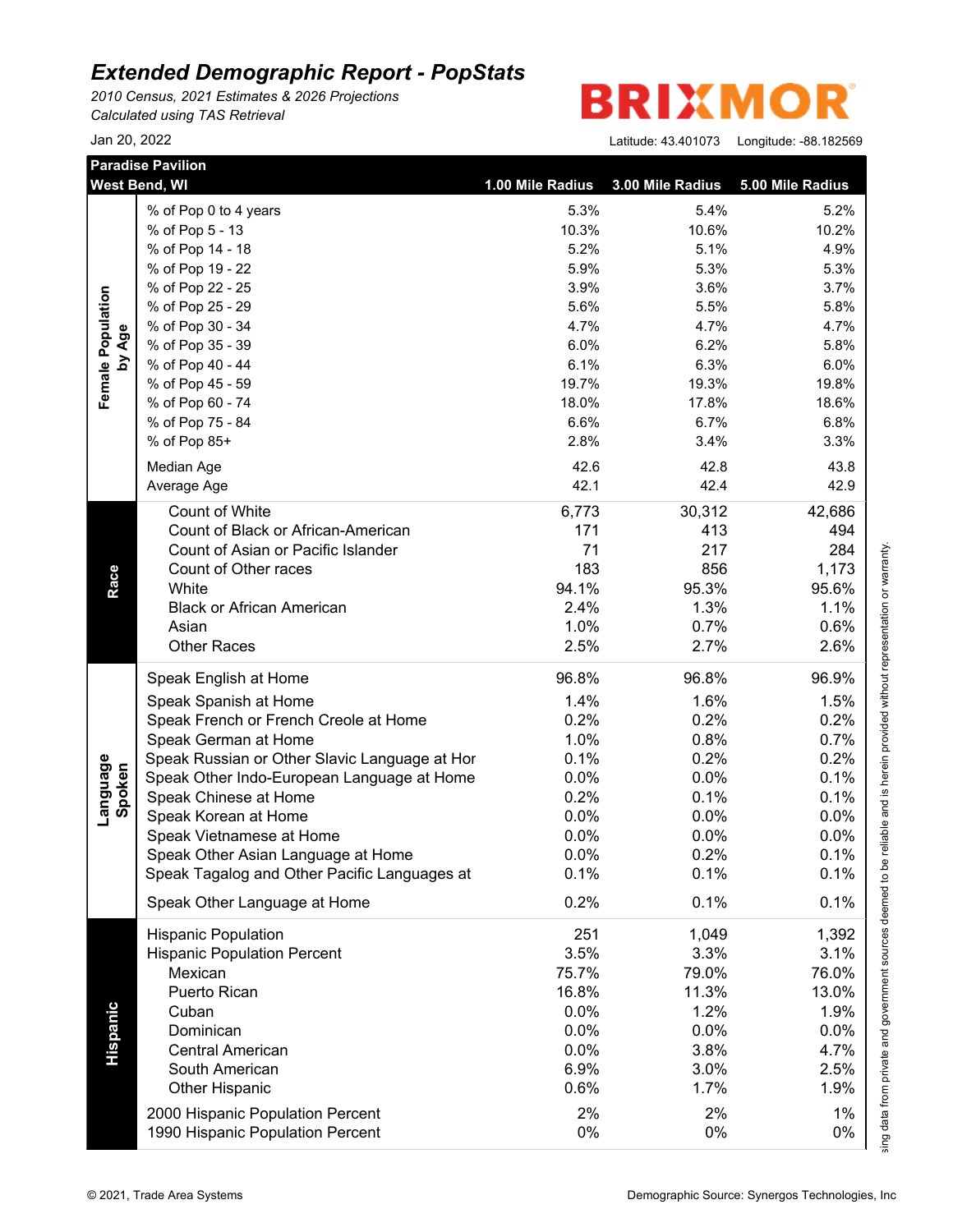# Extended Demographic Report - PopStats

*2010 Census, 2021 Estimates & 2026 Projections*
*Calculated using TAS Retrieval*

Jan 20, 2022

BRIXMOR

Latitude: 43.401073 Longitude: -88.182569

| Paradise Pavilion West Bend, WI | | 1.00 Mile Radius | 3.00 Mile Radius | 5.00 Mile Radius |
|---|---|---|---|---|
| Female Population by Age | % of Pop 0 to 4 years | 5.3% | 5.4% | 5.2% |
| | % of Pop 5 - 13 | 10.3% | 10.6% | 10.2% |
| | % of Pop 14 - 18 | 5.2% | 5.1% | 4.9% |
| | % of Pop 19 - 22 | 5.9% | 5.3% | 5.3% |
| | % of Pop 22 - 25 | 3.9% | 3.6% | 3.7% |
| | % of Pop 25 - 29 | 5.6% | 5.5% | 5.8% |
| | % of Pop 30 - 34 | 4.7% | 4.7% | 4.7% |
| | % of Pop 35 - 39 | 6.0% | 6.2% | 5.8% |
| | % of Pop 40 - 44 | 6.1% | 6.3% | 6.0% |
| | % of Pop 45 - 59 | 19.7% | 19.3% | 19.8% |
| | % of Pop 60 - 74 | 18.0% | 17.8% | 18.6% |
| | % of Pop 75 - 84 | 6.6% | 6.7% | 6.8% |
| | % of Pop 85+ | 2.8% | 3.4% | 3.3% |
| | Median Age | 42.6 | 42.8 | 43.8 |
| | Average Age | 42.1 | 42.4 | 42.9 |
| Race | Count of White | 6,773 | 30,312 | 42,686 |
| | Count of Black or African-American | 171 | 413 | 494 |
| | Count of Asian or Pacific Islander | 71 | 217 | 284 |
| | Count of Other races | 183 | 856 | 1,173 |
| | White | 94.1% | 95.3% | 95.6% |
| | Black or African American | 2.4% | 1.3% | 1.1% |
| | Asian | 1.0% | 0.7% | 0.6% |
| | Other Races | 2.5% | 2.7% | 2.6% |
| Language Spoken | Speak English at Home | 96.8% | 96.8% | 96.9% |
| | Speak Spanish at Home | 1.4% | 1.6% | 1.5% |
| | Speak French or French Creole at Home | 0.2% | 0.2% | 0.2% |
| | Speak German at Home | 1.0% | 0.8% | 0.7% |
| | Speak Russian or Other Slavic Language at Hor | 0.1% | 0.2% | 0.2% |
| | Speak Other Indo-European Language at Home | 0.0% | 0.0% | 0.1% |
| | Speak Chinese at Home | 0.2% | 0.1% | 0.1% |
| | Speak Korean at Home | 0.0% | 0.0% | 0.0% |
| | Speak Vietnamese at Home | 0.0% | 0.0% | 0.0% |
| | Speak Other Asian Language at Home | 0.0% | 0.2% | 0.1% |
| | Speak Tagalog and Other Pacific Languages at | 0.1% | 0.1% | 0.1% |
| | Speak Other Language at Home | 0.2% | 0.1% | 0.1% |
| Hispanic | Hispanic Population | 251 | 1,049 | 1,392 |
| | Hispanic Population Percent | 3.5% | 3.3% | 3.1% |
| | Mexican | 75.7% | 79.0% | 76.0% |
| | Puerto Rican | 16.8% | 11.3% | 13.0% |
| | Cuban | 0.0% | 1.2% | 1.9% |
| | Dominican | 0.0% | 0.0% | 0.0% |
| | Central American | 0.0% | 3.8% | 4.7% |
| | South American | 6.9% | 3.0% | 2.5% |
| | Other Hispanic | 0.6% | 1.7% | 1.9% |
| | 2000 Hispanic Population Percent | 2% | 2% | 1% |
| | 1990 Hispanic Population Percent | 0% | 0% | 0% |

sing data from private and government sources deemed to be reliable and is herein provided without representation or warranty.

© 2021, Trade Area Systems

Demographic Source: Synergos Technologies, Inc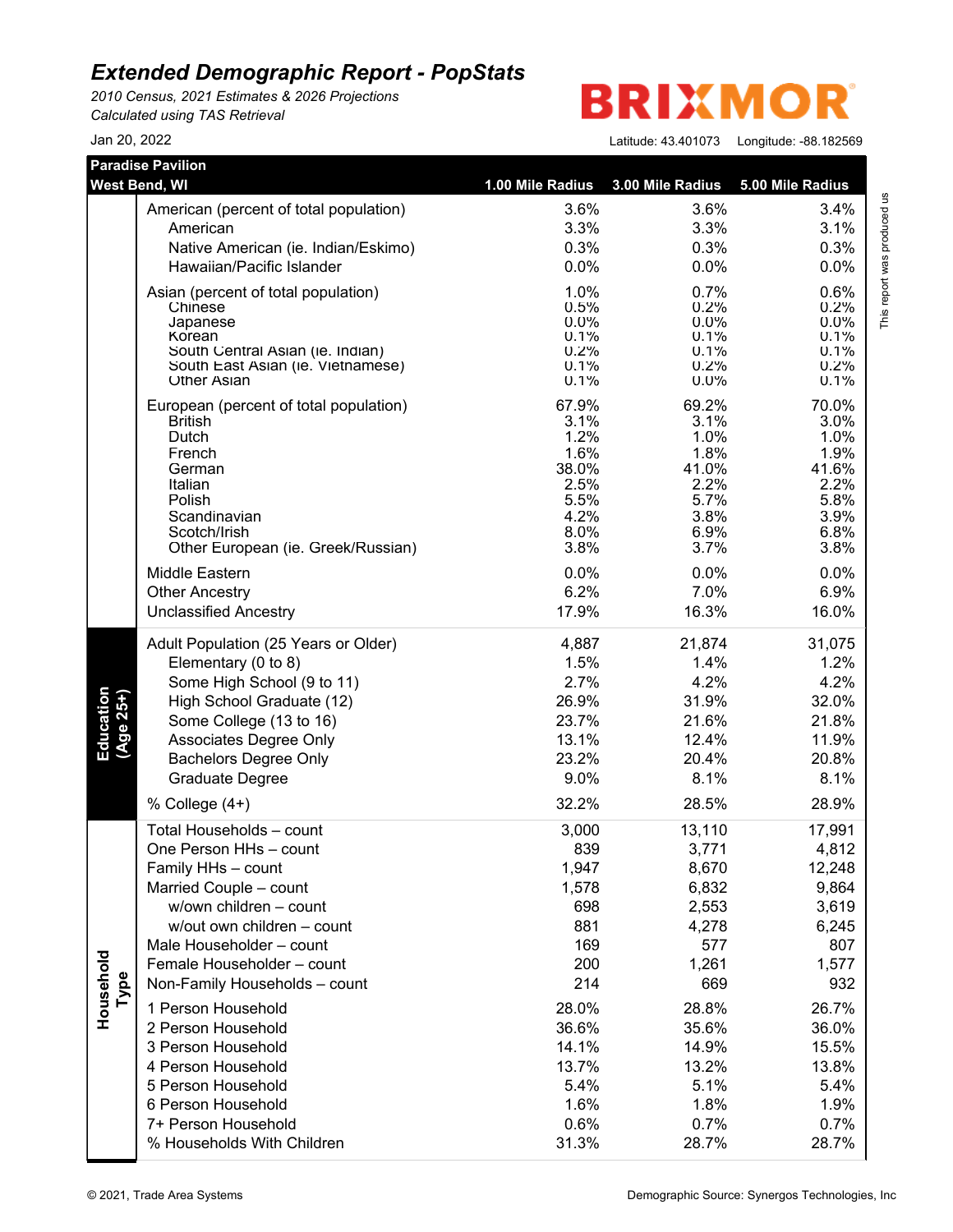# Extended Demographic Report - PopStats

*2010 Census, 2021 Estimates & 2026 Projections*
*Calculated using TAS Retrieval*

Jan 20, 2022

BRIXMOR

Latitude: 43.401073 Longitude: -88.182569

| Paradise Pavilion West Bend, WI | | 1.00 Mile Radius | 3.00 Mile Radius | 5.00 Mile Radius |
|---|---|---|---|---|
| | American (percent of total population) | 3.6% | 3.6% | 3.4% |
| | American | 3.3% | 3.3% | 3.1% |
| | Native American (ie. Indian/Eskimo) | 0.3% | 0.3% | 0.3% |
| | Hawaiian/Pacific Islander | 0.0% | 0.0% | 0.0% |
| | Asian (percent of total population) | 1.0% | 0.7% | 0.6% |
| | Chinese | 0.5% | 0.2% | 0.2% |
| | Japanese | 0.0% | 0.0% | 0.0% |
| | Korean | 0.1% | 0.1% | 0.1% |
| | South Central Asian (ie. Indian) | 0.2% | 0.1% | 0.1% |
| | South East Asian (ie. Vietnamese) | 0.1% | 0.2% | 0.2% |
| | Other Asian | 0.1% | 0.0% | 0.1% |
| | European (percent of total population) | 67.9% | 69.2% | 70.0% |
| | British | 3.1% | 3.1% | 3.0% |
| | Dutch | 1.2% | 1.0% | 1.0% |
| | French | 1.6% | 1.8% | 1.9% |
| | German | 38.0% | 41.0% | 41.6% |
| | Italian | 2.5% | 2.2% | 2.2% |
| | Polish | 5.5% | 5.7% | 5.8% |
| | Scandinavian | 4.2% | 3.8% | 3.9% |
| | Scotch/Irish | 8.0% | 6.9% | 6.8% |
| | Other European (ie. Greek/Russian) | 3.8% | 3.7% | 3.8% |
| | Middle Eastern | 0.0% | 0.0% | 0.0% |
| | Other Ancestry | 6.2% | 7.0% | 6.9% |
| | Unclassified Ancestry | 17.9% | 16.3% | 16.0% |
| Education (Age 25+) | Adult Population (25 Years or Older) | 4,887 | 21,874 | 31,075 |
| | Elementary (0 to 8) | 1.5% | 1.4% | 1.2% |
| | Some High School (9 to 11) | 2.7% | 4.2% | 4.2% |
| | High School Graduate (12) | 26.9% | 31.9% | 32.0% |
| | Some College (13 to 16) | 23.7% | 21.6% | 21.8% |
| | Associates Degree Only | 13.1% | 12.4% | 11.9% |
| | Bachelors Degree Only | 23.2% | 20.4% | 20.8% |
| | Graduate Degree | 9.0% | 8.1% | 8.1% |
| | % College (4+) | 32.2% | 28.5% | 28.9% |
| Household Type | Total Households – count | 3,000 | 13,110 | 17,991 |
| | One Person HHs – count | 839 | 3,771 | 4,812 |
| | Family HHs – count | 1,947 | 8,670 | 12,248 |
| | Married Couple – count | 1,578 | 6,832 | 9,864 |
| | w/own children – count | 698 | 2,553 | 3,619 |
| | w/out own children – count | 881 | 4,278 | 6,245 |
| | Male Householder – count | 169 | 577 | 807 |
| | Female Householder – count | 200 | 1,261 | 1,577 |
| | Non-Family Households – count | 214 | 669 | 932 |
| | 1 Person Household | 28.0% | 28.8% | 26.7% |
| | 2 Person Household | 36.6% | 35.6% | 36.0% |
| | 3 Person Household | 14.1% | 14.9% | 15.5% |
| | 4 Person Household | 13.7% | 13.2% | 13.8% |
| | 5 Person Household | 5.4% | 5.1% | 5.4% |
| | 6 Person Household | 1.6% | 1.8% | 1.9% |
| | 7+ Person Household | 0.6% | 0.7% | 0.7% |
| | % Households With Children | 31.3% | 28.7% | 28.7% |

This report was produced us

© 2021, Trade Area Systems

Demographic Source: Synergos Technologies, Inc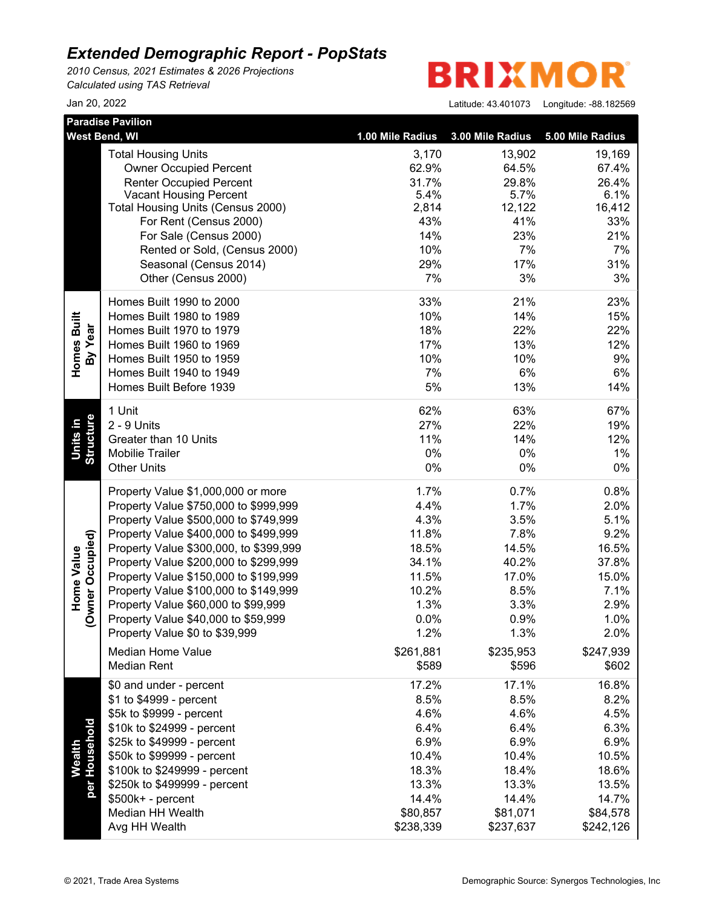# Extended Demographic Report - PopStats

*2010 Census, 2021 Estimates & 2026 Projections*
*Calculated using TAS Retrieval*

BRIXMOR

Jan 20, 2022

Latitude: 43.401073 Longitude: -88.182569

| Paradise Pavilion West Bend, WI | | 1.00 Mile Radius | 3.00 Mile Radius | 5.00 Mile Radius |
|---|---|---|---|---|
| | Total Housing Units | 3,170 | 13,902 | 19,169 |
| | Owner Occupied Percent | 62.9% | 64.5% | 67.4% |
| | Renter Occupied Percent | 31.7% | 29.8% | 26.4% |
| | Vacant Housing Percent | 5.4% | 5.7% | 6.1% |
| | Total Housing Units (Census 2000) | 2,814 | 12,122 | 16,412 |
| | For Rent (Census 2000) | 43% | 41% | 33% |
| | For Sale (Census 2000) | 14% | 23% | 21% |
| | Rented or Sold, (Census 2000) | 10% | 7% | 7% |
| | Seasonal (Census 2014) | 29% | 17% | 31% |
| | Other (Census 2000) | 7% | 3% | 3% |
| Homes Built By Year | Homes Built 1990 to 2000 | 33% | 21% | 23% |
| | Homes Built 1980 to 1989 | 10% | 14% | 15% |
| | Homes Built 1970 to 1979 | 18% | 22% | 22% |
| | Homes Built 1960 to 1969 | 17% | 13% | 12% |
| | Homes Built 1950 to 1959 | 10% | 10% | 9% |
| | Homes Built 1940 to 1949 | 7% | 6% | 6% |
| | Homes Built Before 1939 | 5% | 13% | 14% |
| Units in Structure | 1 Unit | 62% | 63% | 67% |
| | 2 - 9 Units | 27% | 22% | 19% |
| | Greater than 10 Units | 11% | 14% | 12% |
| | Mobilie Trailer | 0% | 0% | 1% |
| | Other Units | 0% | 0% | 0% |
| Home Value (Owner Occupied) | Property Value $1,000,000 or more | 1.7% | 0.7% | 0.8% |
| | Property Value $750,000 to $999,999 | 4.4% | 1.7% | 2.0% |
| | Property Value $500,000 to $749,999 | 4.3% | 3.5% | 5.1% |
| | Property Value $400,000 to $499,999 | 11.8% | 7.8% | 9.2% |
| | Property Value $300,000, to $399,999 | 18.5% | 14.5% | 16.5% |
| | Property Value $200,000 to $299,999 | 34.1% | 40.2% | 37.8% |
| | Property Value $150,000 to $199,999 | 11.5% | 17.0% | 15.0% |
| | Property Value $100,000 to $149,999 | 10.2% | 8.5% | 7.1% |
| | Property Value $60,000 to $99,999 | 1.3% | 3.3% | 2.9% |
| | Property Value $40,000 to $59,999 | 0.0% | 0.9% | 1.0% |
| | Property Value $0 to $39,999 | 1.2% | 1.3% | 2.0% |
| | Median Home Value | $261,881 | $235,953 | $247,939 |
| | Median Rent | $589 | $596 | $602 |
| Wealth per Household | $0 and under - percent | 17.2% | 17.1% | 16.8% |
| | $1 to $4999 - percent | 8.5% | 8.5% | 8.2% |
| | $5k to $9999 - percent | 4.6% | 4.6% | 4.5% |
| | $10k to $24999 - percent | 6.4% | 6.4% | 6.3% |
| | $25k to $49999 - percent | 6.9% | 6.9% | 6.9% |
| | $50k to $99999 - percent | 10.4% | 10.4% | 10.5% |
| | $100k to $249999 - percent | 18.3% | 18.4% | 18.6% |
| | $250k to $499999 - percent | 13.3% | 13.3% | 13.5% |
| | $500k+ - percent | 14.4% | 14.4% | 14.7% |
| | Median HH Wealth | $80,857 | $81,071 | $84,578 |
| | Avg HH Wealth | $238,339 | $237,637 | $242,126 |

© 2021, Trade Area Systems

Demographic Source: Synergos Technologies, Inc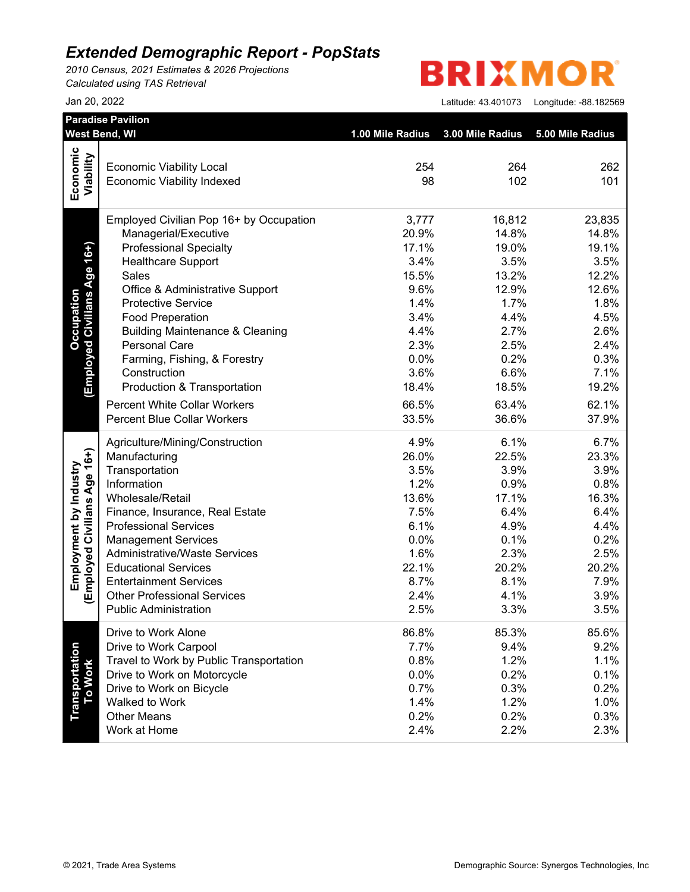# Extended Demographic Report - PopStats

*2010 Census, 2021 Estimates & 2026 Projections*
*Calculated using TAS Retrieval*

Jan 20, 2022

BRIXMOR

Latitude: 43.401073 Longitude: -88.182569

| Paradise Pavilion<br>West Bend, WI | | 1.00 Mile Radius | 3.00 Mile Radius | 5.00 Mile Radius |
|---|---|---|---|---|
| Economic Viability | Economic Viability Local | 254 | 264 | 262 |
| | Economic Viability Indexed | 98 | 102 | 101 |
| Occupation (Employed Civilians Age 16+) | Employed Civilian Pop 16+ by Occupation | 3,777 | 16,812 | 23,835 |
| | Managerial/Executive | 20.9% | 14.8% | 14.8% |
| | Professional Specialty | 17.1% | 19.0% | 19.1% |
| | Healthcare Support | 3.4% | 3.5% | 3.5% |
| | Sales | 15.5% | 13.2% | 12.2% |
| | Office & Administrative Support | 9.6% | 12.9% | 12.6% |
| | Protective Service | 1.4% | 1.7% | 1.8% |
| | Food Preperation | 3.4% | 4.4% | 4.5% |
| | Building Maintenance & Cleaning | 4.4% | 2.7% | 2.6% |
| | Personal Care | 2.3% | 2.5% | 2.4% |
| | Farming, Fishing, & Forestry | 0.0% | 0.2% | 0.3% |
| | Construction | 3.6% | 6.6% | 7.1% |
| | Production & Transportation | 18.4% | 18.5% | 19.2% |
| | Percent White Collar Workers | 66.5% | 63.4% | 62.1% |
| | Percent Blue Collar Workers | 33.5% | 36.6% | 37.9% |
| Employment by Industry (Employed Civilians Age 16+) | Agriculture/Mining/Construction | 4.9% | 6.1% | 6.7% |
| | Manufacturing | 26.0% | 22.5% | 23.3% |
| | Transportation | 3.5% | 3.9% | 3.9% |
| | Information | 1.2% | 0.9% | 0.8% |
| | Wholesale/Retail | 13.6% | 17.1% | 16.3% |
| | Finance, Insurance, Real Estate | 7.5% | 6.4% | 6.4% |
| | Professional Services | 6.1% | 4.9% | 4.4% |
| | Management Services | 0.0% | 0.1% | 0.2% |
| | Administrative/Waste Services | 1.6% | 2.3% | 2.5% |
| | Educational Services | 22.1% | 20.2% | 20.2% |
| | Entertainment Services | 8.7% | 8.1% | 7.9% |
| | Other Professional Services | 2.4% | 4.1% | 3.9% |
| | Public Administration | 2.5% | 3.3% | 3.5% |
| Transportation To Work | Drive to Work Alone | 86.8% | 85.3% | 85.6% |
| | Drive to Work Carpool | 7.7% | 9.4% | 9.2% |
| | Travel to Work by Public Transportation | 0.8% | 1.2% | 1.1% |
| | Drive to Work on Motorcycle | 0.0% | 0.2% | 0.1% |
| | Drive to Work on Bicycle | 0.7% | 0.3% | 0.2% |
| | Walked to Work | 1.4% | 1.2% | 1.0% |
| | Other Means | 0.2% | 0.2% | 0.3% |
| | Work at Home | 2.4% | 2.2% | 2.3% |

© 2021, Trade Area Systems

Demographic Source: Synergos Technologies, Inc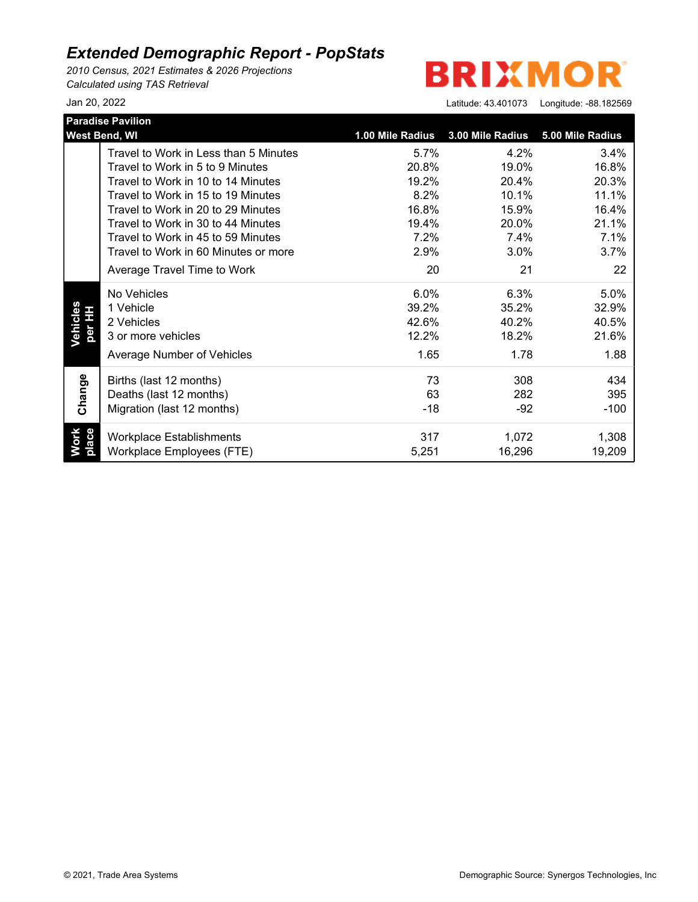# *Extended Demographic Report - PopStats*

*2010 Census, 2021 Estimates & 2026 Projections*
*Calculated using TAS Retrieval*

BRIXMOR

Jan 20, 2022

Latitude: 43.401073 Longitude: -88.182569

| Paradise Pavilion West Bend, WI | | 1.00 Mile Radius | 3.00 Mile Radius | 5.00 Mile Radius |
|---|---|---|---|---|
| | Travel to Work in Less than 5 Minutes | 5.7% | 4.2% | 3.4% |
| | Travel to Work in 5 to 9 Minutes | 20.8% | 19.0% | 16.8% |
| | Travel to Work in 10 to 14 Minutes | 19.2% | 20.4% | 20.3% |
| | Travel to Work in 15 to 19 Minutes | 8.2% | 10.1% | 11.1% |
| | Travel to Work in 20 to 29 Minutes | 16.8% | 15.9% | 16.4% |
| | Travel to Work in 30 to 44 Minutes | 19.4% | 20.0% | 21.1% |
| | Travel to Work in 45 to 59 Minutes | 7.2% | 7.4% | 7.1% |
| | Travel to Work in 60 Minutes or more | 2.9% | 3.0% | 3.7% |
| | Average Travel Time to Work | 20 | 21 | 22 |
| Vehicles per HH | No Vehicles | 6.0% | 6.3% | 5.0% |
| | 1 Vehicle | 39.2% | 35.2% | 32.9% |
| | 2 Vehicles | 42.6% | 40.2% | 40.5% |
| | 3 or more vehicles | 12.2% | 18.2% | 21.6% |
| | Average Number of Vehicles | 1.65 | 1.78 | 1.88 |
| Change | Births (last 12 months) | 73 | 308 | 434 |
| | Deaths (last 12 months) | 63 | 282 | 395 |
| | Migration (last 12 months) | -18 | -92 | -100 |
| Work place | Workplace Establishments | 317 | 1,072 | 1,308 |
| | Workplace Employees (FTE) | 5,251 | 16,296 | 19,209 |

© 2021, Trade Area Systems

Demographic Source: Synergos Technologies, Inc